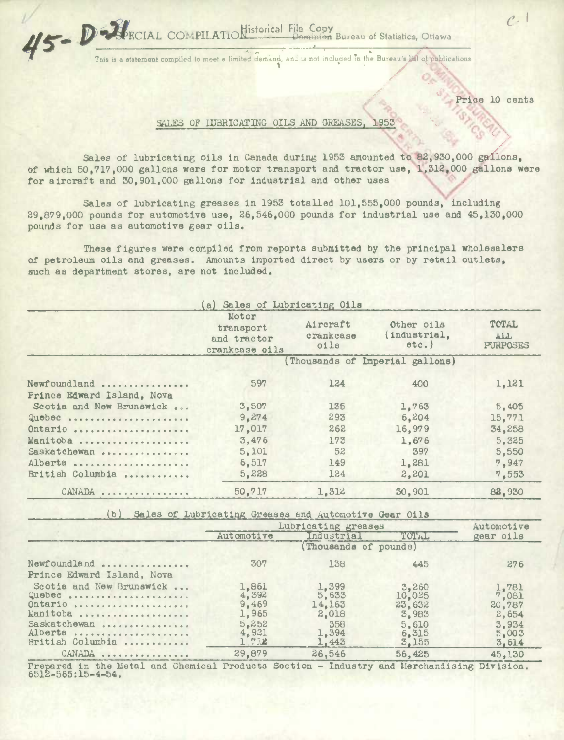45-D-31 SPECIAL COMPILATION Historical File Copy Dominion Bureau of Statistics, Ottawa

This is a statement compiled to meet a limited demand, and is not included in the Bureau's list of publications

Price 10 cents

## SALES OF LUBRICATING OILS AND GREASES, 1953

Sales of lubricating oils in Canada during 1953 amounted to 82,930,000 gallons, of which 50,717,000 gallons were for motor transport and tractor use, 1,312,000 gallons were for aircraft and 30,901,000 gallons for industrial and other uses

Sales of lubricating greases in 1953 totalled 101,555,000 pounds, including 29,879,000 pounds for automotive use, 26,546,000 pounds for industrial use and 45,130,000 pounds for use as automotive gear oils.

These figures were compiled from reports submitted by the principal wholesalers of petroleum oils and greases. Amounts imported direct by users or by retail outlets, such as department stores, are not included.

(a) Sales of Lubricating Oils

| | Motor transport and tractor crankcase oils | Aircraft crankcase oils | Other oils (industrial, etc.) | TOTAL ALL PURPOSES |
|---|---|---|---|---|
| | (Thousands of Imperial gallons) | | | |
| Newfoundland | 597 | 124 | 400 | 1,121 |
| Prince Edward Island, Nova Scotia and New Brunswick | 3,507 | 135 | 1,763 | 5,405 |
| Quebec | 9,274 | 293 | 6,204 | 15,771 |
| Ontario | 17,017 | 262 | 16,979 | 34,258 |
| Manitoba | 3,476 | 173 | 1,676 | 5,325 |
| Saskatchewan | 5,101 | 52 | 397 | 5,550 |
| Alberta | 6,517 | 149 | 1,281 | 7,947 |
| British Columbia | 5,228 | 124 | 2,201 | 7,553 |
| CANADA | 50,717 | 1,312 | 30,901 | 82,930 |

(b) Sales of Lubricating Greases and Automotive Gear Oils

| | Lubricating greases | | | Automotive gear oils |
|---|---|---|---|---|
| | Automotive | Industrial | TOTAL | |
| | (Thousands of pounds) | | | |
| Newfoundland | 307 | 138 | 445 | 276 |
| Prince Edward Island, Nova Scotia and New Brunswick | 1,861 | 1,399 | 3,260 | 1,781 |
| Quebec | 4,392 | 5,633 | 10,025 | 7,081 |
| Ontario | 9,469 | 14,163 | 23,632 | 20,787 |
| Manitoba | 1,965 | 2,018 | 3,983 | 2,654 |
| Saskatchewan | 5,252 | 358 | 5,610 | 3,934 |
| Alberta | 4,921 | 1,394 | 6,315 | 5,003 |
| British Columbia | 1,712 | 1,443 | 3,155 | 3,614 |
| CANADA | 29,879 | 26,546 | 56,425 | 45,130 |

Prepared in the Metal and Chemical Products Section - Industry and Merchandising Division. 6512-565:15-4-54.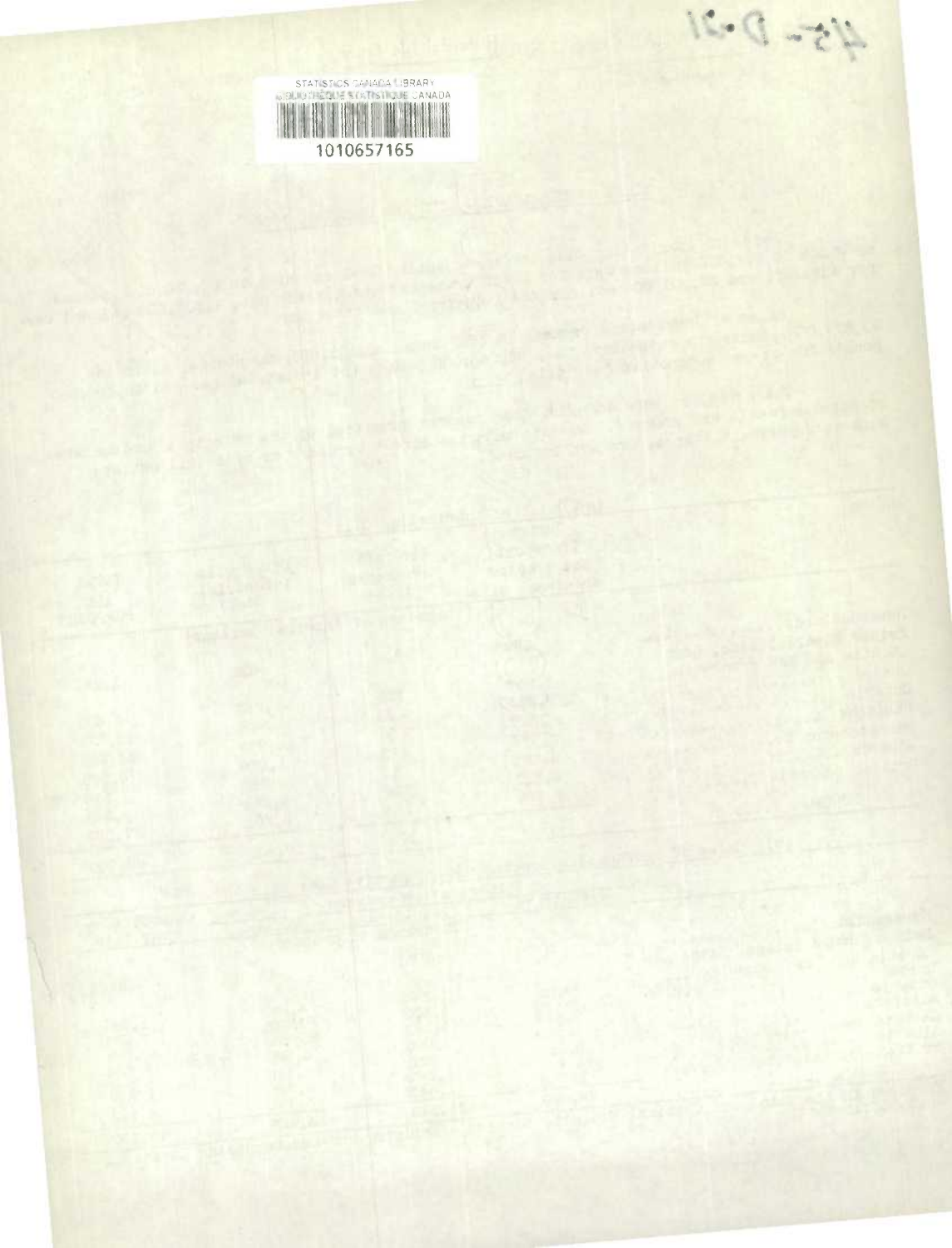STATISTICS CANADA LIBRARY
BIBLIOTHÈQUE STATISTIQUE CANADA

1010657165